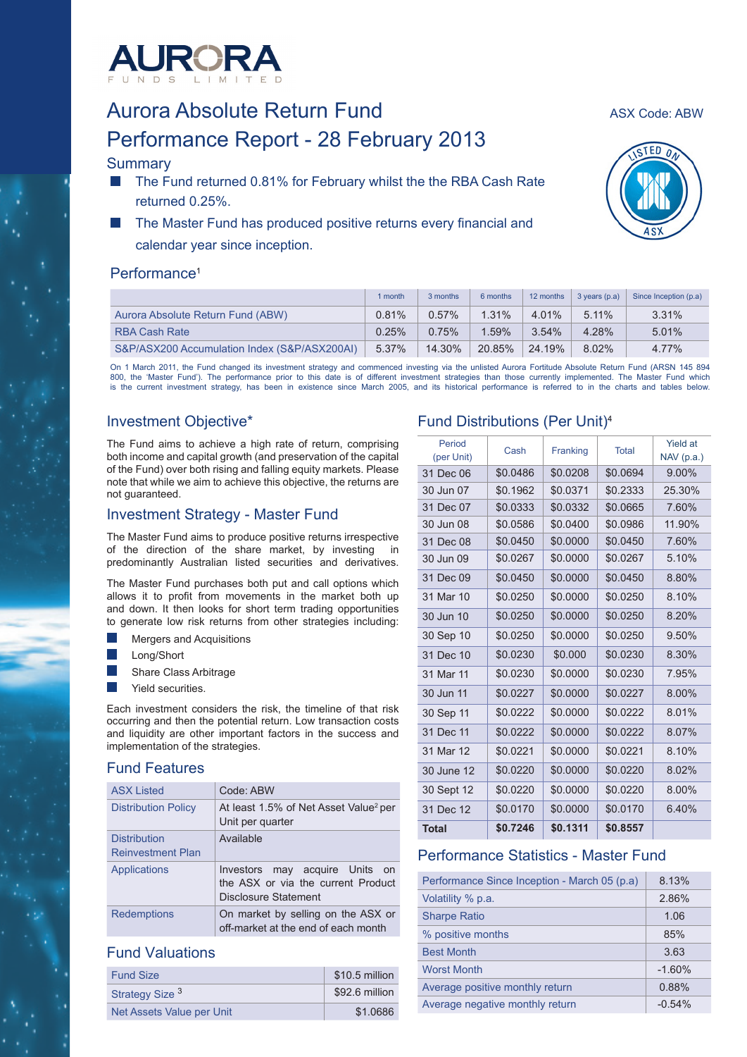# Aurora Absolute Return Fund

ASX Code: ABW

# Performance Report - 28 February 2013

## Summary

- The Fund returned 0.81% for February whilst the the RBA Cash Rate returned 0.25%.
- The Master Fund has produced positive returns every financial and calendar year since inception.

## Performance[1]

| | 1 month | 3 months | 6 months | 12 months | 3 years (p.a) | Since Inception (p.a) |
|---|---|---|---|---|---|---|
| Aurora Absolute Return Fund (ABW) | 0.81% | 0.57% | 1.31% | 4.01% | 5.11% | 3.31% |
| RBA Cash Rate | 0.25% | 0.75% | 1.59% | 3.54% | 4.28% | 5.01% |
| S&P/ASX200 Accumulation Index (S&P/ASX200AI) | 5.37% | 14.30% | 20.85% | 24.19% | 8.02% | 4.77% |

On 1 March 2011, the Fund changed its investment strategy and commenced investing via the unlisted Aurora Fortitude Absolute Return Fund (ARSN 145 894 800, the 'Master Fund'). The performance prior to this date is of different investment strategies than those currently implemented. The Master Fund which is the current investment strategy, has been in existence since March 2005, and its historical performance is referred to in the charts and tables below.

## Investment Objective*

The Fund aims to achieve a high rate of return, comprising both income and capital growth (and preservation of the capital of the Fund) over both rising and falling equity markets. Please note that while we aim to achieve this objective, the returns are not guaranteed.

## Investment Strategy - Master Fund

The Master Fund aims to produce positive returns irrespective of the direction of the share market, by investing in predominantly Australian listed securities and derivatives.

The Master Fund purchases both put and call options which allows it to profit from movements in the market both up and down. It then looks for short term trading opportunities to generate low risk returns from other strategies including:

- Mergers and Acquisitions
- Long/Short
- Share Class Arbitrage
- Yield securities.

Each investment considers the risk, the timeline of that risk occurring and then the potential return. Low transaction costs and liquidity are other important factors in the success and implementation of the strategies.

## Fund Features

| | |
|---|---|
| ASX Listed | Code: ABW |
| Distribution Policy | At least 1.5% of Net Asset Value[2] per Unit per quarter |
| Distribution Reinvestment Plan | Available |
| Applications | Investors may acquire Units on the ASX or via the current Product Disclosure Statement |
| Redemptions | On market by selling on the ASX or off-market at the end of each month |

## Fund Valuations

| | |
|---|---|
| Fund Size | $10.5 million |
| Strategy Size[3] | $92.6 million |
| Net Assets Value per Unit | $1.0686 |

## Fund Distributions (Per Unit)[4]

| Period (per Unit) | Cash | Franking | Total | Yield at NAV (p.a.) |
|---|---|---|---|---|
| 31 Dec 06 | $0.0486 | $0.0208 | $0.0694 | 9.00% |
| 30 Jun 07 | $0.1962 | $0.0371 | $0.2333 | 25.30% |
| 31 Dec 07 | $0.0333 | $0.0332 | $0.0665 | 7.60% |
| 30 Jun 08 | $0.0586 | $0.0400 | $0.0986 | 11.90% |
| 31 Dec 08 | $0.0450 | $0.0000 | $0.0450 | 7.60% |
| 30 Jun 09 | $0.0267 | $0.0000 | $0.0267 | 5.10% |
| 31 Dec 09 | $0.0450 | $0.0000 | $0.0450 | 8.80% |
| 31 Mar 10 | $0.0250 | $0.0000 | $0.0250 | 8.10% |
| 30 Jun 10 | $0.0250 | $0.0000 | $0.0250 | 8.20% |
| 30 Sep 10 | $0.0250 | $0.0000 | $0.0250 | 9.50% |
| 31 Dec 10 | $0.0230 | $0.000 | $0.0230 | 8.30% |
| 31 Mar 11 | $0.0230 | $0.0000 | $0.0230 | 7.95% |
| 30 Jun 11 | $0.0227 | $0.0000 | $0.0227 | 8.00% |
| 30 Sep 11 | $0.0222 | $0.0000 | $0.0222 | 8.01% |
| 31 Dec 11 | $0.0222 | $0.0000 | $0.0222 | 8.07% |
| 31 Mar 12 | $0.0221 | $0.0000 | $0.0221 | 8.10% |
| 30 June 12 | $0.0220 | $0.0000 | $0.0220 | 8.02% |
| 30 Sept 12 | $0.0220 | $0.0000 | $0.0220 | 8.00% |
| 31 Dec 12 | $0.0170 | $0.0000 | $0.0170 | 6.40% |
| **Total** | **$0.7246** | **$0.1311** | **$0.8557** | |

## Performance Statistics - Master Fund

| | |
|---|---|
| Performance Since Inception - March 05 (p.a) | 8.13% |
| Volatility % p.a. | 2.86% |
| Sharpe Ratio | 1.06 |
| % positive months | 85% |
| Best Month | 3.63 |
| Worst Month | -1.60% |
| Average positive monthly return | 0.88% |
| Average negative monthly return | -0.54% |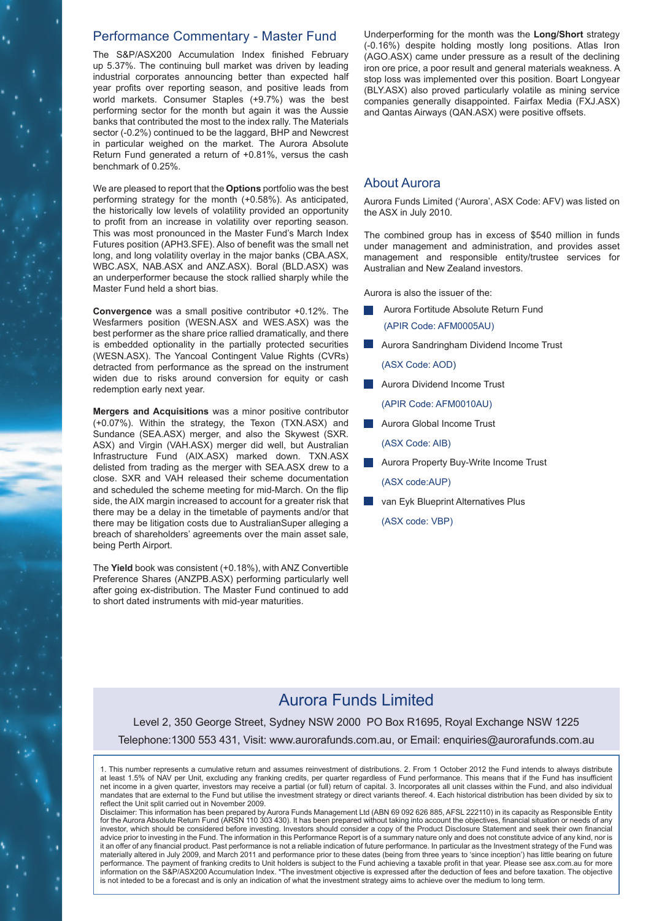## Performance Commentary - Master Fund

The S&P/ASX200 Accumulation Index finished February up 5.37%. The continuing bull market was driven by leading industrial corporates announcing better than expected half year profits over reporting season, and positive leads from world markets. Consumer Staples (+9.7%) was the best performing sector for the month but again it was the Aussie banks that contributed the most to the index rally. The Materials sector (-0.2%) continued to be the laggard, BHP and Newcrest in particular weighed on the market. The Aurora Absolute Return Fund generated a return of +0.81%, versus the cash benchmark of 0.25%.

We are pleased to report that the **Options** portfolio was the best performing strategy for the month (+0.58%). As anticipated, the historically low levels of volatility provided an opportunity to profit from an increase in volatility over reporting season. This was most pronounced in the Master Fund's March Index Futures position (APH3.SFE). Also of benefit was the small net long, and long volatility overlay in the major banks (CBA.ASX, WBC.ASX, NAB.ASX and ANZ.ASX). Boral (BLD.ASX) was an underperformer because the stock rallied sharply while the Master Fund held a short bias.

**Convergence** was a small positive contributor +0.12%. The Wesfarmers position (WESN.ASX and WES.ASX) was the best performer as the share price rallied dramatically, and there is embedded optionality in the partially protected securities (WESN.ASX). The Yancoal Contingent Value Rights (CVRs) detracted from performance as the spread on the instrument widen due to risks around conversion for equity or cash redemption early next year.

**Mergers and Acquisitions** was a minor positive contributor (+0.07%). Within the strategy, the Texon (TXN.ASX) and Sundance (SEA.ASX) merger, and also the Skywest (SXR.ASX) and Virgin (VAH.ASX) merger did well, but Australian Infrastructure Fund (AIX.ASX) marked down. TXN.ASX delisted from trading as the merger with SEA.ASX drew to a close. SXR and VAH released their scheme documentation and scheduled the scheme meeting for mid-March. On the flip side, the AIX margin increased to account for a greater risk that there may be a delay in the timetable of payments and/or that there may be litigation costs due to AustralianSuper alleging a breach of shareholders' agreements over the main asset sale, being Perth Airport.

The **Yield** book was consistent (+0.18%), with ANZ Convertible Preference Shares (ANZPB.ASX) performing particularly well after going ex-distribution. The Master Fund continued to add to short dated instruments with mid-year maturities.

Underperforming for the month was the **Long/Short** strategy (-0.16%) despite holding mostly long positions. Atlas Iron (AGO.ASX) came under pressure as a result of the declining iron ore price, a poor result and general materials weakness. A stop loss was implemented over this position. Boart Longyear (BLY.ASX) also proved particularly volatile as mining service companies generally disappointed. Fairfax Media (FXJ.ASX) and Qantas Airways (QAN.ASX) were positive offsets.

## About Aurora

Aurora Funds Limited ('Aurora', ASX Code: AFV) was listed on the ASX in July 2010.

The combined group has in excess of $540 million in funds under management and administration, and provides asset management and responsible entity/trustee services for Australian and New Zealand investors.

Aurora is also the issuer of the:

- Aurora Fortitude Absolute Return Fund (APIR Code: AFM0005AU)
- Aurora Sandringham Dividend Income Trust (ASX Code: AOD)
- Aurora Dividend Income Trust (APIR Code: AFM0010AU)
- Aurora Global Income Trust (ASX Code: AIB)
- Aurora Property Buy-Write Income Trust (ASX code:AUP)
- van Eyk Blueprint Alternatives Plus (ASX code: VBP)

## Aurora Funds Limited

Level 2, 350 George Street, Sydney NSW 2000 PO Box R1695, Royal Exchange NSW 1225

Telephone:1300 553 431, Visit: www.aurorafunds.com.au, or Email: enquiries@aurorafunds.com.au

1. This number represents a cumulative return and assumes reinvestment of distributions. 2. From 1 October 2012 the Fund intends to always distribute at least 1.5% of NAV per Unit, excluding any franking credits, per quarter regardless of Fund performance. This means that if the Fund has insufficient net income in a given quarter, investors may receive a partial (or full) return of capital. 3. Incorporates all unit classes within the Fund, and also individual mandates that are external to the Fund but utilise the investment strategy or direct variants thereof. 4. Each historical distribution has been divided by six to reflect the Unit split carried out in November 2009.
Disclaimer: This information has been prepared by Aurora Funds Management Ltd (ABN 69 092 626 885, AFSL 222110) in its capacity as Responsible Entity for the Aurora Absolute Return Fund (ARSN 110 303 430). It has been prepared without taking into account the objectives, financial situation or needs of any investor, which should be considered before investing. Investors should consider a copy of the Product Disclosure Statement and seek their own financial advice prior to investing in the Fund. The information in this Performance Report is of a summary nature only and does not constitute advice of any kind, nor is it an offer of any financial product. Past performance is not a reliable indication of future performance. In particular as the Investment strategy of the Fund was materially altered in July 2009, and March 2011 and performance prior to these dates (being from three years to 'since inception') has little bearing on future performance. The payment of franking credits to Unit holders is subject to the Fund achieving a taxable profit in that year. Please see asx.com.au for more information on the S&P/ASX200 Accumulation Index. *The investment objective is expressed after the deduction of fees and before taxation. The objective is not inteded to be a forecast and is only an indication of what the investment strategy aims to achieve over the medium to long term.